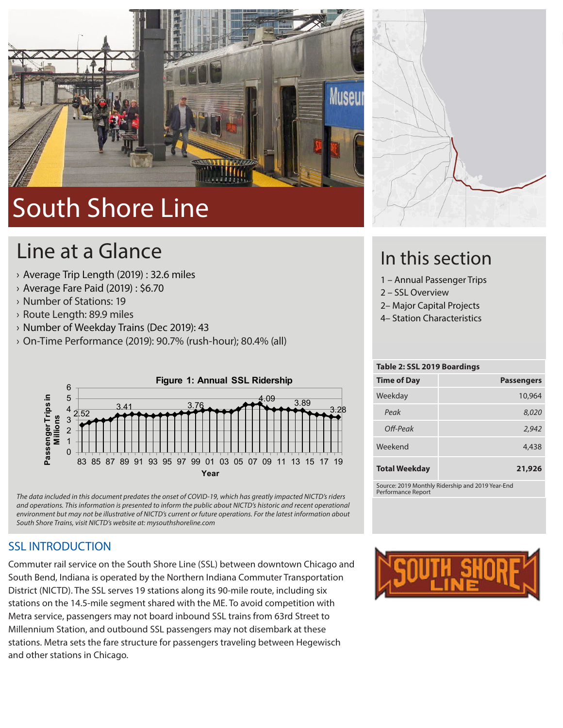# South Shore Line

## Line at a Glance

- Average Trip Length (2019) : 32.6 miles
- Average Fare Paid (2019) : $6.70
- Number of Stations: 19
- Route Length: 89.9 miles
- Number of Weekday Trains (Dec 2019): 43
- On-Time Performance (2019): 90.7% (rush-hour); 80.4% (all)

**Figure 1: Annual SSL Ridership**

*The data included in this document predates the onset of COVID-19, which has greatly impacted NICTD's riders and operations. This information is presented to inform the public about NICTD's historic and recent operational environment but may not be illustrative of NICTD's current or future operations. For the latest information about South Shore Trains, visit NICTD's website at: mysouthshoreline.com*

## In this section

1 – Annual Passenger Trips
2 – SSL Overview
2– Major Capital Projects
4– Station Characteristics

**Table 2: SSL 2019 Boardings**

| Time of Day | Passengers |
|---|---|
| Weekday | 10,964 |
| *Peak* | *8,020* |
| *Off-Peak* | *2,942* |
| Weekend | 4,438 |
| **Total Weekday** | **21,926** |

Source: 2019 Monthly Ridership and 2019 Year-End Performance Report

## SSL INTRODUCTION

Commuter rail service on the South Shore Line (SSL) between downtown Chicago and South Bend, Indiana is operated by the Northern Indiana Commuter Transportation District (NICTD). The SSL serves 19 stations along its 90-mile route, including six stations on the 14.5-mile segment shared with the ME. To avoid competition with Metra service, passengers may not board inbound SSL trains from 63rd Street to Millennium Station, and outbound SSL passengers may not disembark at these stations. Metra sets the fare structure for passengers traveling between Hegewisch and other stations in Chicago.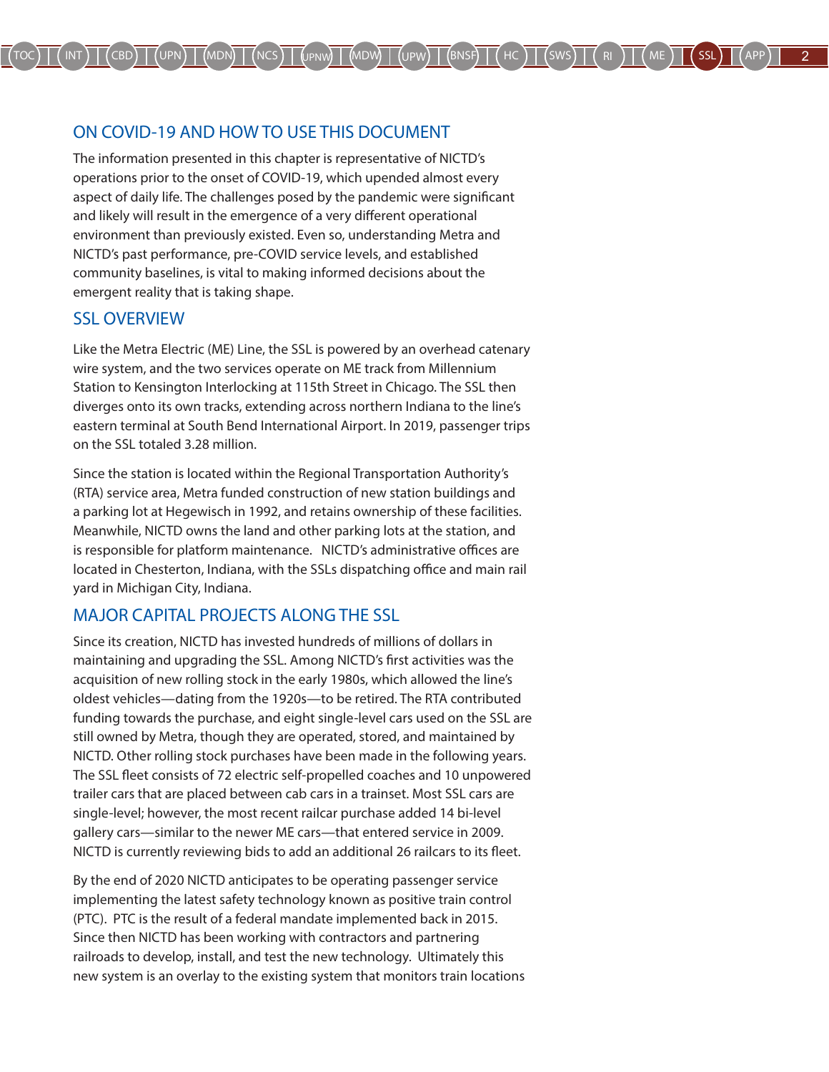## ON COVID-19 AND HOW TO USE THIS DOCUMENT

The information presented in this chapter is representative of NICTD's operations prior to the onset of COVID-19, which upended almost every aspect of daily life. The challenges posed by the pandemic were significant and likely will result in the emergence of a very different operational environment than previously existed. Even so, understanding Metra and NICTD's past performance, pre-COVID service levels, and established community baselines, is vital to making informed decisions about the emergent reality that is taking shape.

## SSL OVERVIEW

Like the Metra Electric (ME) Line, the SSL is powered by an overhead catenary wire system, and the two services operate on ME track from Millennium Station to Kensington Interlocking at 115th Street in Chicago. The SSL then diverges onto its own tracks, extending across northern Indiana to the line's eastern terminal at South Bend International Airport. In 2019, passenger trips on the SSL totaled 3.28 million.

Since the station is located within the Regional Transportation Authority's (RTA) service area, Metra funded construction of new station buildings and a parking lot at Hegewisch in 1992, and retains ownership of these facilities. Meanwhile, NICTD owns the land and other parking lots at the station, and is responsible for platform maintenance. NICTD's administrative offices are located in Chesterton, Indiana, with the SSLs dispatching office and main rail yard in Michigan City, Indiana.

## MAJOR CAPITAL PROJECTS ALONG THE SSL

Since its creation, NICTD has invested hundreds of millions of dollars in maintaining and upgrading the SSL. Among NICTD's first activities was the acquisition of new rolling stock in the early 1980s, which allowed the line's oldest vehicles—dating from the 1920s—to be retired. The RTA contributed funding towards the purchase, and eight single-level cars used on the SSL are still owned by Metra, though they are operated, stored, and maintained by NICTD. Other rolling stock purchases have been made in the following years. The SSL fleet consists of 72 electric self-propelled coaches and 10 unpowered trailer cars that are placed between cab cars in a trainset. Most SSL cars are single-level; however, the most recent railcar purchase added 14 bi-level gallery cars—similar to the newer ME cars—that entered service in 2009. NICTD is currently reviewing bids to add an additional 26 railcars to its fleet.

By the end of 2020 NICTD anticipates to be operating passenger service implementing the latest safety technology known as positive train control (PTC). PTC is the result of a federal mandate implemented back in 2015. Since then NICTD has been working with contractors and partnering railroads to develop, install, and test the new technology. Ultimately this new system is an overlay to the existing system that monitors train locations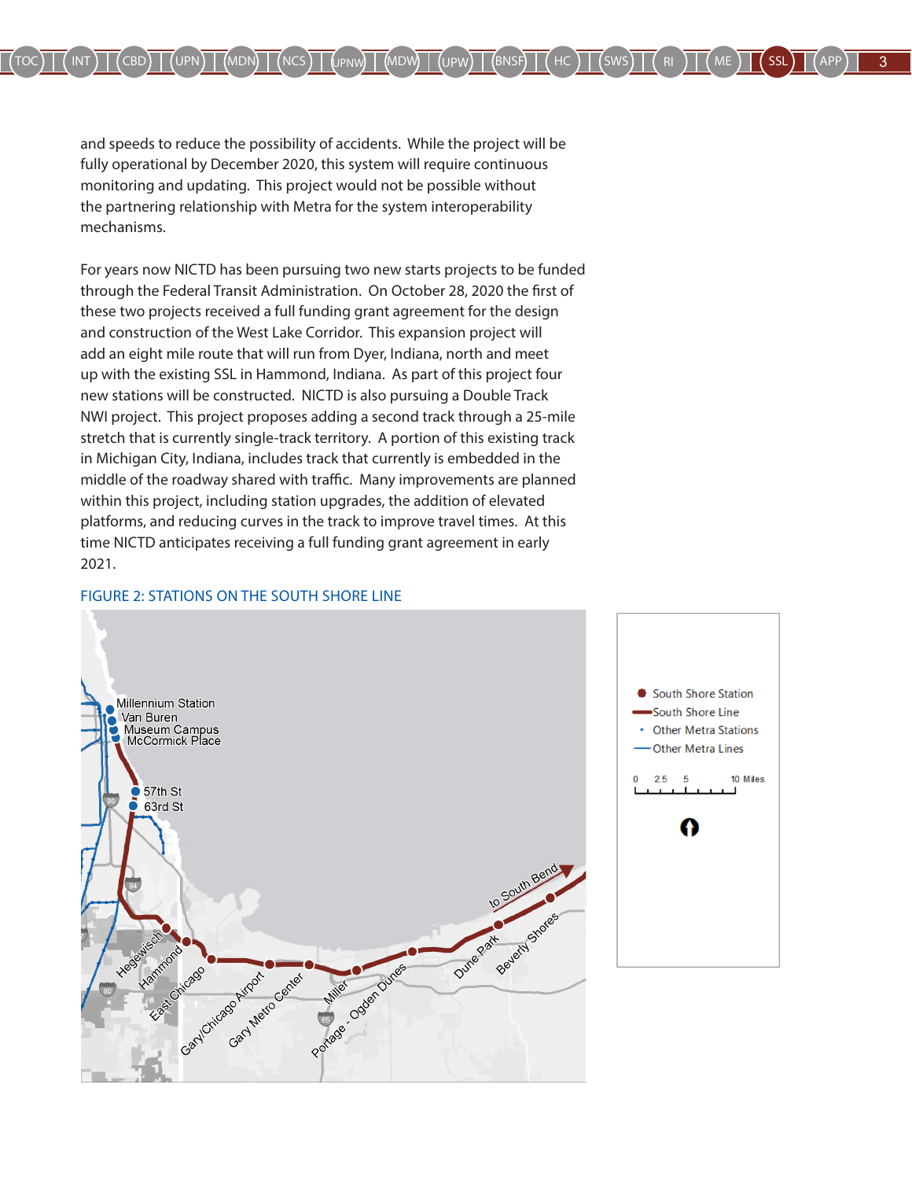and speeds to reduce the possibility of accidents. While the project will be fully operational by December 2020, this system will require continuous monitoring and updating. This project would not be possible without the partnering relationship with Metra for the system interoperability mechanisms.

For years now NICTD has been pursuing two new starts projects to be funded through the Federal Transit Administration. On October 28, 2020 the first of these two projects received a full funding grant agreement for the design and construction of the West Lake Corridor. This expansion project will add an eight mile route that will run from Dyer, Indiana, north and meet up with the existing SSL in Hammond, Indiana. As part of this project four new stations will be constructed. NICTD is also pursuing a Double Track NWI project. This project proposes adding a second track through a 25-mile stretch that is currently single-track territory. A portion of this existing track in Michigan City, Indiana, includes track that currently is embedded in the middle of the roadway shared with traffic. Many improvements are planned within this project, including station upgrades, the addition of elevated platforms, and reducing curves in the track to improve travel times. At this time NICTD anticipates receiving a full funding grant agreement in early 2021.

FIGURE 2: STATIONS ON THE SOUTH SHORE LINE

Millennium Station
Van Buren
Museum Campus
McCormick Place
57th St
63rd St
Hegewisch
Hammond
East Chicago
Gary/Chicago Airport
Gary Metro Center
Miller
Portage - Ogden Dunes
Dune Park
Beverly Shores
to South Bend

South Shore Station
South Shore Line
Other Metra Stations
Other Metra Lines

0 2.5 5 10 Miles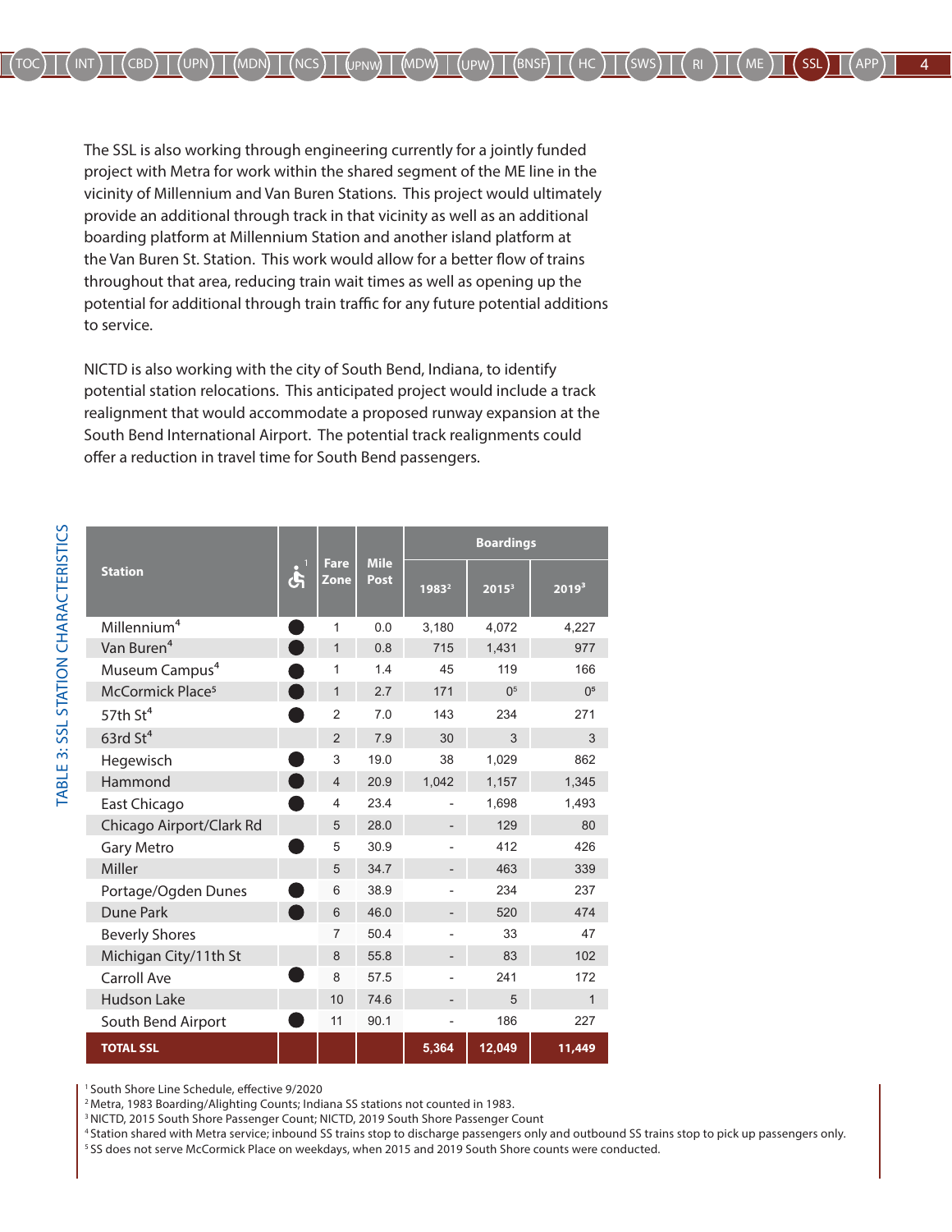The SSL is also working through engineering currently for a jointly funded project with Metra for work within the shared segment of the ME line in the vicinity of Millennium and Van Buren Stations. This project would ultimately provide an additional through track in that vicinity as well as an additional boarding platform at Millennium Station and another island platform at the Van Buren St. Station. This work would allow for a better flow of trains throughout that area, reducing train wait times as well as opening up the potential for additional through train traffic for any future potential additions to service.

NICTD is also working with the city of South Bend, Indiana, to identify potential station relocations. This anticipated project would include a track realignment that would accommodate a proposed runway expansion at the South Bend International Airport. The potential track realignments could offer a reduction in travel time for South Bend passengers.

TABLE 3: SSL STATION CHARACTERISTICS

| Station | ♿[1] | Fare Zone | Mile Post | Boardings | | |
|---|---|---|---|---|---|---|
| | | | | 1983[2] | 2015[3] | 2019[3] |
| Millennium[4] | ● | 1 | 0.0 | 3,180 | 4,072 | 4,227 |
| Van Buren[4] | ● | 1 | 0.8 | 715 | 1,431 | 977 |
| Museum Campus[4] | ● | 1 | 1.4 | 45 | 119 | 166 |
| McCormick Place[5] | ● | 1 | 2.7 | 171 | 0[5] | 0[5] |
| 57th St[4] | ● | 2 | 7.0 | 143 | 234 | 271 |
| 63rd St[4] | | 2 | 7.9 | 30 | 3 | 3 |
| Hegewisch | ● | 3 | 19.0 | 38 | 1,029 | 862 |
| Hammond | ● | 4 | 20.9 | 1,042 | 1,157 | 1,345 |
| East Chicago | ● | 4 | 23.4 | - | 1,698 | 1,493 |
| Chicago Airport/Clark Rd | | 5 | 28.0 | - | 129 | 80 |
| Gary Metro | ● | 5 | 30.9 | - | 412 | 426 |
| Miller | | 5 | 34.7 | - | 463 | 339 |
| Portage/Ogden Dunes | ● | 6 | 38.9 | - | 234 | 237 |
| Dune Park | ● | 6 | 46.0 | - | 520 | 474 |
| Beverly Shores | | 7 | 50.4 | - | 33 | 47 |
| Michigan City/11th St | | 8 | 55.8 | - | 83 | 102 |
| Carroll Ave | ● | 8 | 57.5 | - | 241 | 172 |
| Hudson Lake | | 10 | 74.6 | - | 5 | 1 |
| South Bend Airport | ● | 11 | 90.1 | - | 186 | 227 |
| **TOTAL SSL** | | | | **5,364** | **12,049** | **11,449** |

[1] South Shore Line Schedule, effective 9/2020
[2] Metra, 1983 Boarding/Alighting Counts; Indiana SS stations not counted in 1983.
[3] NICTD, 2015 South Shore Passenger Count; NICTD, 2019 South Shore Passenger Count
[4] Station shared with Metra service; inbound SS trains stop to discharge passengers only and outbound SS trains stop to pick up passengers only.
[5] SS does not serve McCormick Place on weekdays, when 2015 and 2019 South Shore counts were conducted.